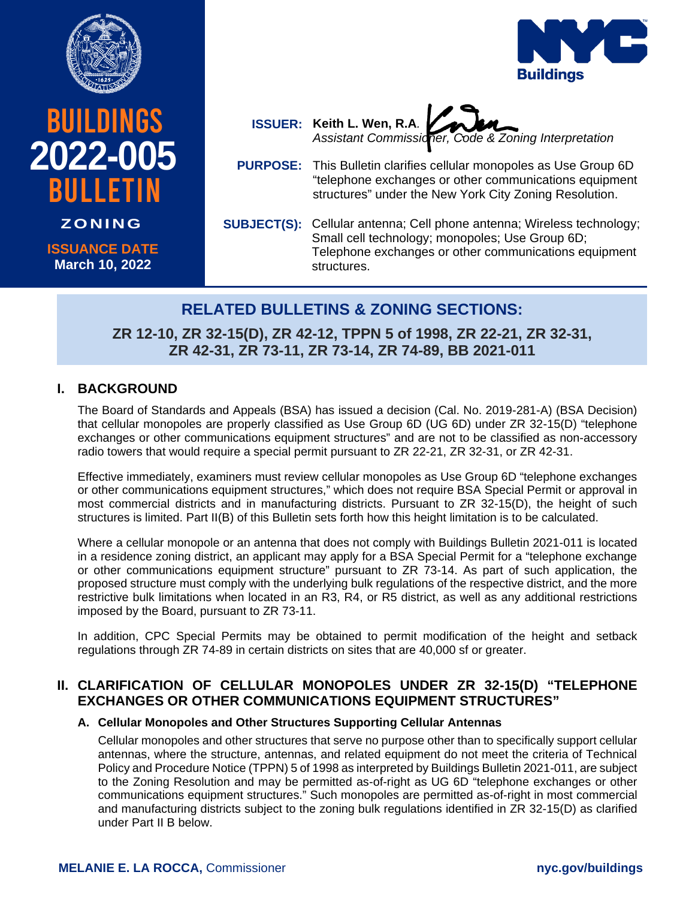# BUILDINGS 2022-005 BULLETIN

**ZONING**

**ISSUANCE DATE**
**March 10, 2022**

NYC Buildings

**ISSUER:** **Keith L. Wen, R.A.**
*Assistant Commissioner, Code & Zoning Interpretation*

**PURPOSE:** This Bulletin clarifies cellular monopoles as Use Group 6D "telephone exchanges or other communications equipment structures" under the New York City Zoning Resolution.

**SUBJECT(S):** Cellular antenna; Cell phone antenna; Wireless technology; Small cell technology; monopoles; Use Group 6D; Telephone exchanges or other communications equipment structures.

## RELATED BULLETINS & ZONING SECTIONS:

**ZR 12-10, ZR 32-15(D), ZR 42-12, TPPN 5 of 1998, ZR 22-21, ZR 32-31, ZR 42-31, ZR 73-11, ZR 73-14, ZR 74-89, BB 2021-011**

## I. BACKGROUND

The Board of Standards and Appeals (BSA) has issued a decision (Cal. No. 2019-281-A) (BSA Decision) that cellular monopoles are properly classified as Use Group 6D (UG 6D) under ZR 32-15(D) "telephone exchanges or other communications equipment structures" and are not to be classified as non-accessory radio towers that would require a special permit pursuant to ZR 22-21, ZR 32-31, or ZR 42-31.

Effective immediately, examiners must review cellular monopoles as Use Group 6D "telephone exchanges or other communications equipment structures," which does not require BSA Special Permit or approval in most commercial districts and in manufacturing districts. Pursuant to ZR 32-15(D), the height of such structures is limited. Part II(B) of this Bulletin sets forth how this height limitation is to be calculated.

Where a cellular monopole or an antenna that does not comply with Buildings Bulletin 2021-011 is located in a residence zoning district, an applicant may apply for a BSA Special Permit for a "telephone exchange or other communications equipment structure" pursuant to ZR 73-14. As part of such application, the proposed structure must comply with the underlying bulk regulations of the respective district, and the more restrictive bulk limitations when located in an R3, R4, or R5 district, as well as any additional restrictions imposed by the Board, pursuant to ZR 73-11.

In addition, CPC Special Permits may be obtained to permit modification of the height and setback regulations through ZR 74-89 in certain districts on sites that are 40,000 sf or greater.

## II. CLARIFICATION OF CELLULAR MONOPOLES UNDER ZR 32-15(D) "TELEPHONE EXCHANGES OR OTHER COMMUNICATIONS EQUIPMENT STRUCTURES"

### A. Cellular Monopoles and Other Structures Supporting Cellular Antennas

Cellular monopoles and other structures that serve no purpose other than to specifically support cellular antennas, where the structure, antennas, and related equipment do not meet the criteria of Technical Policy and Procedure Notice (TPPN) 5 of 1998 as interpreted by Buildings Bulletin 2021-011, are subject to the Zoning Resolution and may be permitted as-of-right as UG 6D "telephone exchanges or other communications equipment structures." Such monopoles are permitted as-of-right in most commercial and manufacturing districts subject to the zoning bulk regulations identified in ZR 32-15(D) as clarified under Part II B below.

**MELANIE E. LA ROCCA,** Commissioner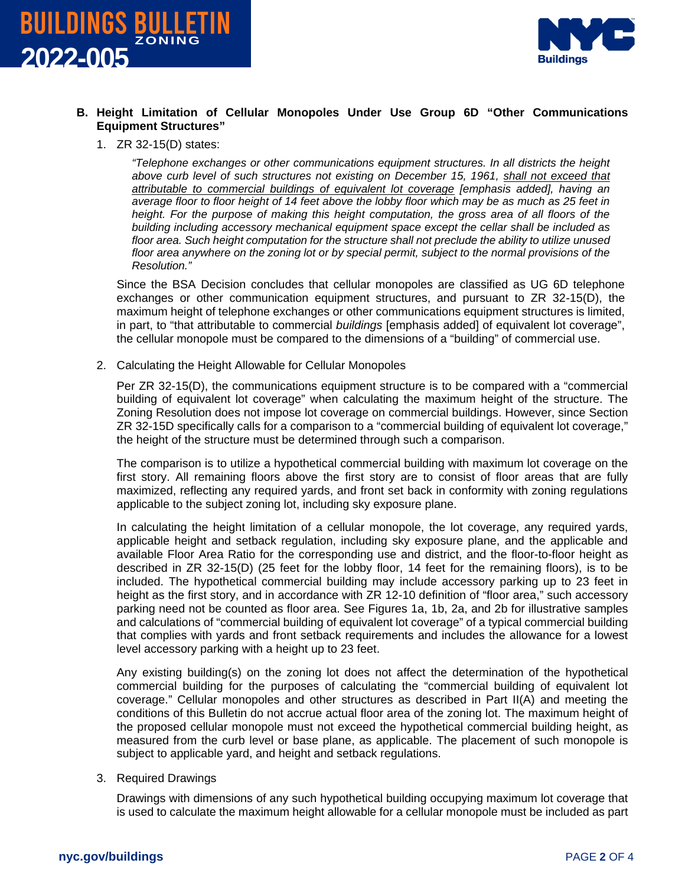### B. Height Limitation of Cellular Monopoles Under Use Group 6D "Other Communications Equipment Structures"

1. ZR 32-15(D) states:

   *"Telephone exchanges or other communications equipment structures. In all districts the height above curb level of such structures not existing on December 15, 1961, <u>shall not exceed that attributable to commercial buildings of equivalent lot coverage</u> [emphasis added], having an average floor to floor height of 14 feet above the lobby floor which may be as much as 25 feet in height. For the purpose of making this height computation, the gross area of all floors of the building including accessory mechanical equipment space except the cellar shall be included as floor area. Such height computation for the structure shall not preclude the ability to utilize unused floor area anywhere on the zoning lot or by special permit, subject to the normal provisions of the Resolution."*

   Since the BSA Decision concludes that cellular monopoles are classified as UG 6D telephone exchanges or other communication equipment structures, and pursuant to ZR 32-15(D), the maximum height of telephone exchanges or other communications equipment structures is limited, in part, to "that attributable to commercial *buildings* [emphasis added] of equivalent lot coverage", the cellular monopole must be compared to the dimensions of a "building" of commercial use.

2. Calculating the Height Allowable for Cellular Monopoles

   Per ZR 32-15(D), the communications equipment structure is to be compared with a "commercial building of equivalent lot coverage" when calculating the maximum height of the structure. The Zoning Resolution does not impose lot coverage on commercial buildings. However, since Section ZR 32-15D specifically calls for a comparison to a "commercial building of equivalent lot coverage," the height of the structure must be determined through such a comparison.

   The comparison is to utilize a hypothetical commercial building with maximum lot coverage on the first story. All remaining floors above the first story are to consist of floor areas that are fully maximized, reflecting any required yards, and front set back in conformity with zoning regulations applicable to the subject zoning lot, including sky exposure plane.

   In calculating the height limitation of a cellular monopole, the lot coverage, any required yards, applicable height and setback regulation, including sky exposure plane, and the applicable and available Floor Area Ratio for the corresponding use and district, and the floor-to-floor height as described in ZR 32-15(D) (25 feet for the lobby floor, 14 feet for the remaining floors), is to be included. The hypothetical commercial building may include accessory parking up to 23 feet in height as the first story, and in accordance with ZR 12-10 definition of "floor area," such accessory parking need not be counted as floor area. See Figures 1a, 1b, 2a, and 2b for illustrative samples and calculations of "commercial building of equivalent lot coverage" of a typical commercial building that complies with yards and front setback requirements and includes the allowance for a lowest level accessory parking with a height up to 23 feet.

   Any existing building(s) on the zoning lot does not affect the determination of the hypothetical commercial building for the purposes of calculating the "commercial building of equivalent lot coverage." Cellular monopoles and other structures as described in Part II(A) and meeting the conditions of this Bulletin do not accrue actual floor area of the zoning lot. The maximum height of the proposed cellular monopole must not exceed the hypothetical commercial building height, as measured from the curb level or base plane, as applicable. The placement of such monopole is subject to applicable yard, and height and setback regulations.

3. Required Drawings

   Drawings with dimensions of any such hypothetical building occupying maximum lot coverage that is used to calculate the maximum height allowable for a cellular monopole must be included as part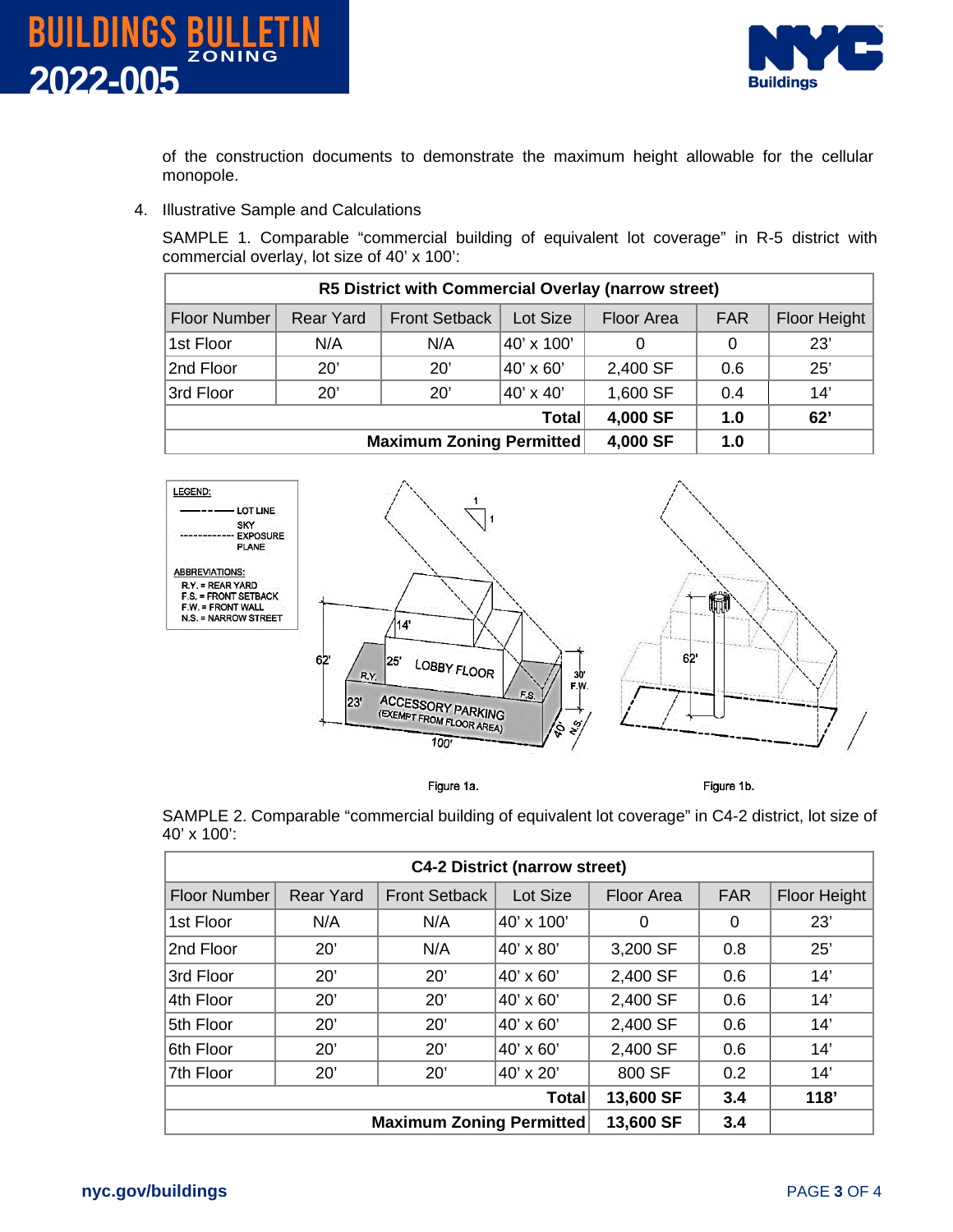of the construction documents to demonstrate the maximum height allowable for the cellular monopole.

4. Illustrative Sample and Calculations

SAMPLE 1. Comparable “commercial building of equivalent lot coverage” in R-5 district with commercial overlay, lot size of 40’ x 100’:

| R5 District with Commercial Overlay (narrow street) | | | | | | |
|---|---|---|---|---|---|---|
| Floor Number | Rear Yard | Front Setback | Lot Size | Floor Area | FAR | Floor Height |
| 1st Floor | N/A | N/A | 40’ x 100’ | 0 | 0 | 23’ |
| 2nd Floor | 20’ | 20’ | 40’ x 60’ | 2,400 SF | 0.6 | 25’ |
| 3rd Floor | 20’ | 20’ | 40’ x 40’ | 1,600 SF | 0.4 | 14’ |
| | | | **Total** | **4,000 SF** | **1.0** | **62’** |
| | | | **Maximum Zoning Permitted** | **4,000 SF** | **1.0** | |

Figure 1a.

Figure 1b.

SAMPLE 2. Comparable “commercial building of equivalent lot coverage” in C4-2 district, lot size of 40’ x 100’:

| C4-2 District (narrow street) | | | | | | |
|---|---|---|---|---|---|---|
| Floor Number | Rear Yard | Front Setback | Lot Size | Floor Area | FAR | Floor Height |
| 1st Floor | N/A | N/A | 40’ x 100’ | 0 | 0 | 23’ |
| 2nd Floor | 20’ | N/A | 40’ x 80’ | 3,200 SF | 0.8 | 25’ |
| 3rd Floor | 20’ | 20’ | 40’ x 60’ | 2,400 SF | 0.6 | 14’ |
| 4th Floor | 20’ | 20’ | 40’ x 60’ | 2,400 SF | 0.6 | 14’ |
| 5th Floor | 20’ | 20’ | 40’ x 60’ | 2,400 SF | 0.6 | 14’ |
| 6th Floor | 20’ | 20’ | 40’ x 60’ | 2,400 SF | 0.6 | 14’ |
| 7th Floor | 20’ | 20’ | 40’ x 20’ | 800 SF | 0.2 | 14’ |
| | | | **Total** | **13,600 SF** | **3.4** | **118’** |
| | | | **Maximum Zoning Permitted** | **13,600 SF** | **3.4** | |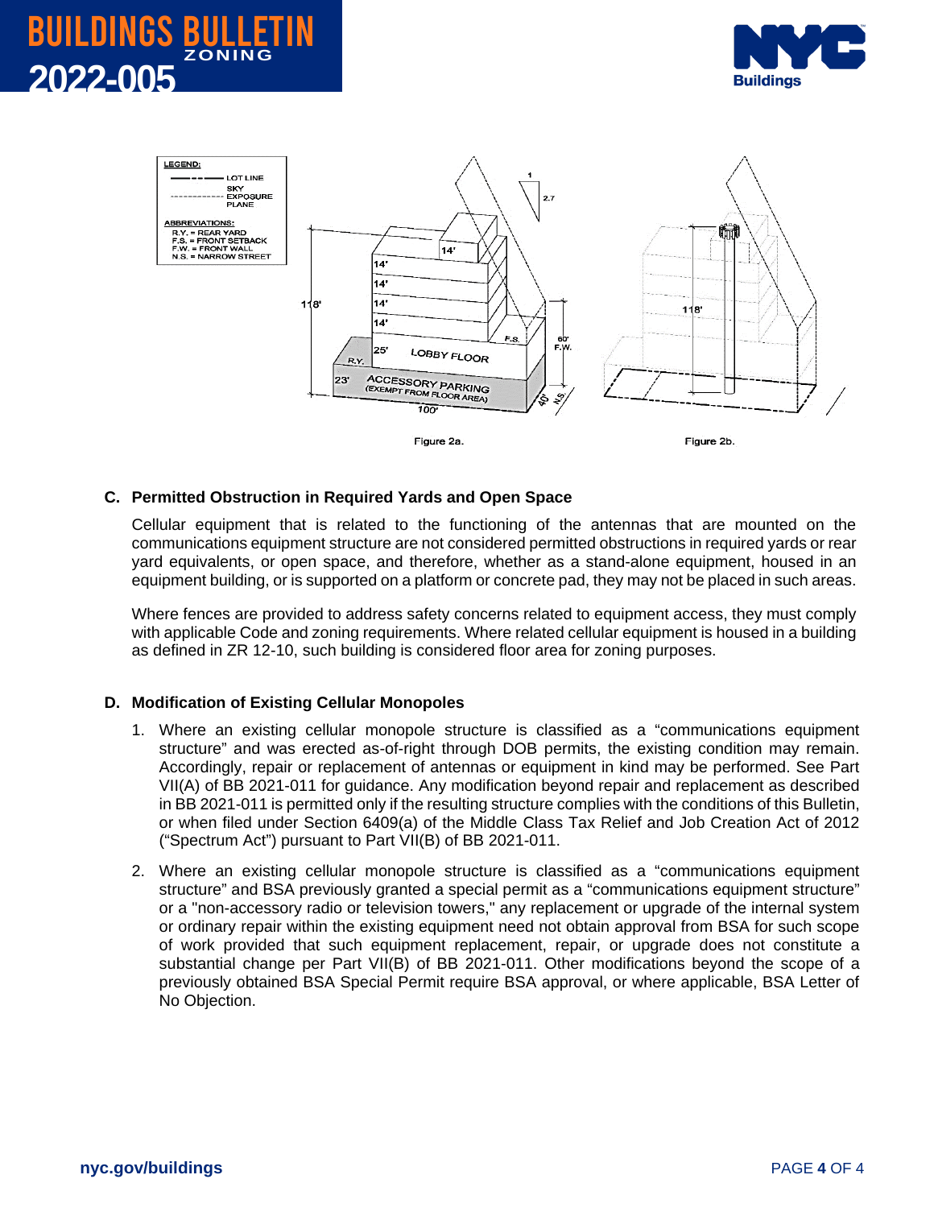LEGEND:

LOT LINE

SKY EXPOSURE PLANE

ABBREVIATIONS:

R.Y. = REAR YARD

F.S. = FRONT SETBACK

F.W. = FRONT WALL

N.S. = NARROW STREET

Figure 2a.

Figure 2b.

### C. Permitted Obstruction in Required Yards and Open Space

Cellular equipment that is related to the functioning of the antennas that are mounted on the communications equipment structure are not considered permitted obstructions in required yards or rear yard equivalents, or open space, and therefore, whether as a stand-alone equipment, housed in an equipment building, or is supported on a platform or concrete pad, they may not be placed in such areas.

Where fences are provided to address safety concerns related to equipment access, they must comply with applicable Code and zoning requirements. Where related cellular equipment is housed in a building as defined in ZR 12-10, such building is considered floor area for zoning purposes.

### D. Modification of Existing Cellular Monopoles

1. Where an existing cellular monopole structure is classified as a "communications equipment structure" and was erected as-of-right through DOB permits, the existing condition may remain. Accordingly, repair or replacement of antennas or equipment in kind may be performed. See Part VII(A) of BB 2021-011 for guidance. Any modification beyond repair and replacement as described in BB 2021-011 is permitted only if the resulting structure complies with the conditions of this Bulletin, or when filed under Section 6409(a) of the Middle Class Tax Relief and Job Creation Act of 2012 ("Spectrum Act") pursuant to Part VII(B) of BB 2021-011.

2. Where an existing cellular monopole structure is classified as a "communications equipment structure" and BSA previously granted a special permit as a "communications equipment structure" or a "non-accessory radio or television towers," any replacement or upgrade of the internal system or ordinary repair within the existing equipment need not obtain approval from BSA for such scope of work provided that such equipment replacement, repair, or upgrade does not constitute a substantial change per Part VII(B) of BB 2021-011. Other modifications beyond the scope of a previously obtained BSA Special Permit require BSA approval, or where applicable, BSA Letter of No Objection.